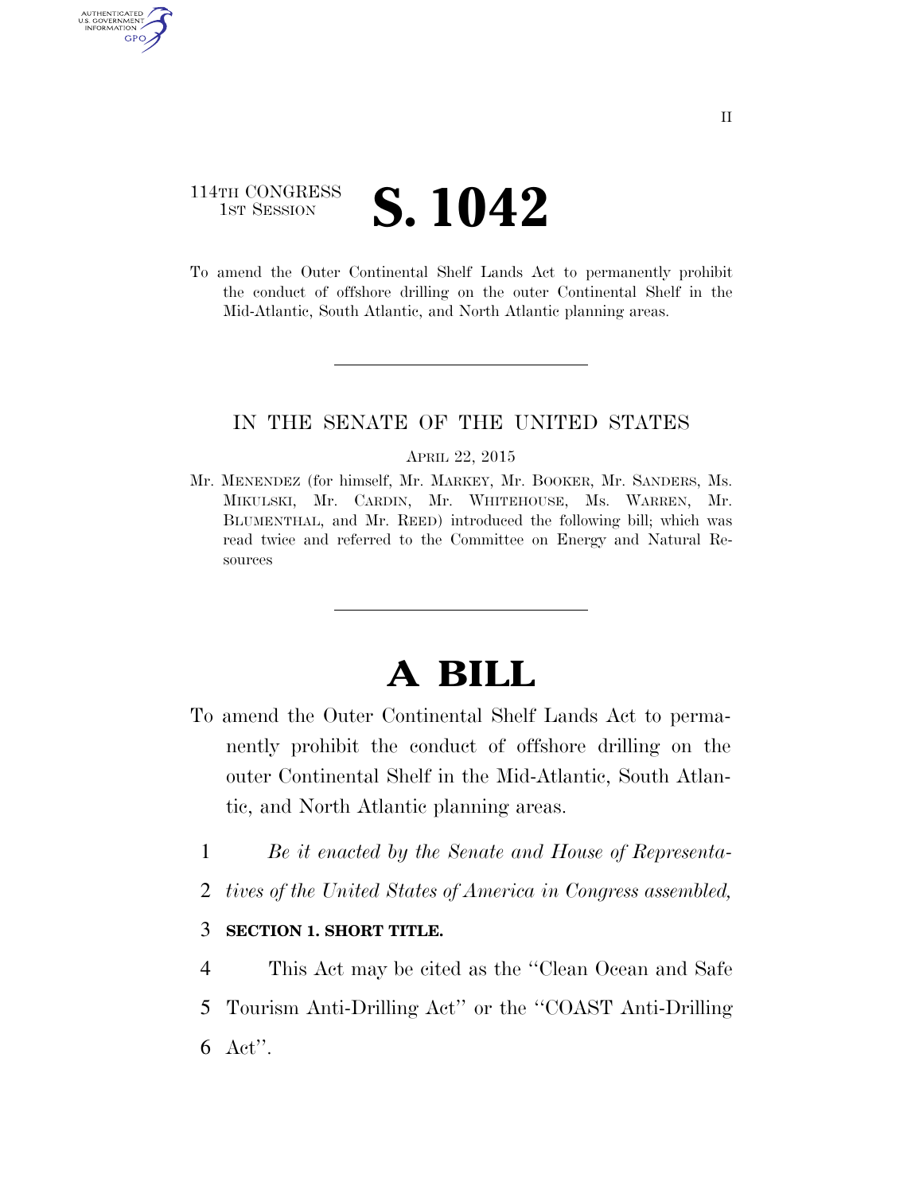114TH CONGRESS
1ST SESSION

# S. 1042

To amend the Outer Continental Shelf Lands Act to permanently prohibit the conduct of offshore drilling on the outer Continental Shelf in the Mid-Atlantic, South Atlantic, and North Atlantic planning areas.

---

IN THE SENATE OF THE UNITED STATES

APRIL 22, 2015

Mr. MENENDEZ (for himself, Mr. MARKEY, Mr. BOOKER, Mr. SANDERS, Ms. MIKULSKI, Mr. CARDIN, Mr. WHITEHOUSE, Ms. WARREN, Mr. BLUMENTHAL, and Mr. REED) introduced the following bill; which was read twice and referred to the Committee on Energy and Natural Resources

---

# A BILL

To amend the Outer Continental Shelf Lands Act to permanently prohibit the conduct of offshore drilling on the outer Continental Shelf in the Mid-Atlantic, South Atlantic, and North Atlantic planning areas.

1 *Be it enacted by the Senate and House of Representa-*
2 *tives of the United States of America in Congress assembled,*

3 **SECTION 1. SHORT TITLE.**

4 This Act may be cited as the ''Clean Ocean and Safe
5 Tourism Anti-Drilling Act'' or the ''COAST Anti-Drilling
6 Act''.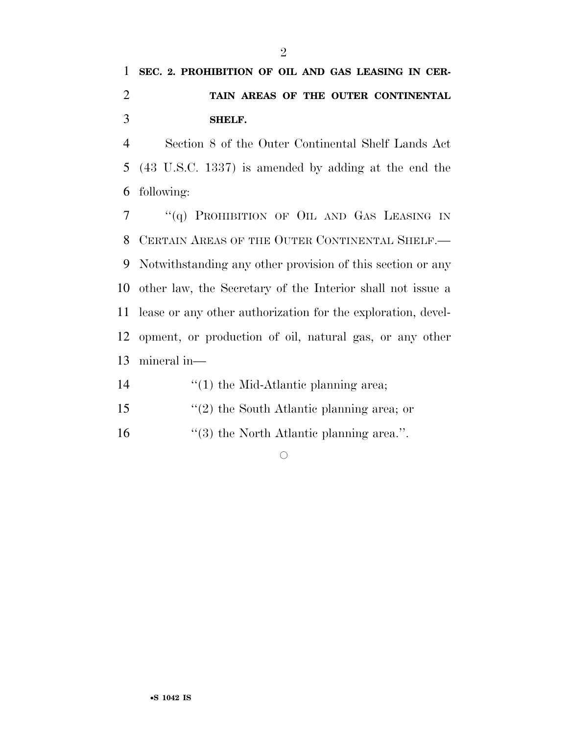**SEC. 2. PROHIBITION OF OIL AND GAS LEASING IN CERTAIN AREAS OF THE OUTER CONTINENTAL SHELF.**

Section 8 of the Outer Continental Shelf Lands Act (43 U.S.C. 1337) is amended by adding at the end the following:

"(q) PROHIBITION OF OIL AND GAS LEASING IN CERTAIN AREAS OF THE OUTER CONTINENTAL SHELF.—Notwithstanding any other provision of this section or any other law, the Secretary of the Interior shall not issue a lease or any other authorization for the exploration, development, or production of oil, natural gas, or any other mineral in—

"(1) the Mid-Atlantic planning area;

"(2) the South Atlantic planning area; or

"(3) the North Atlantic planning area.".

○